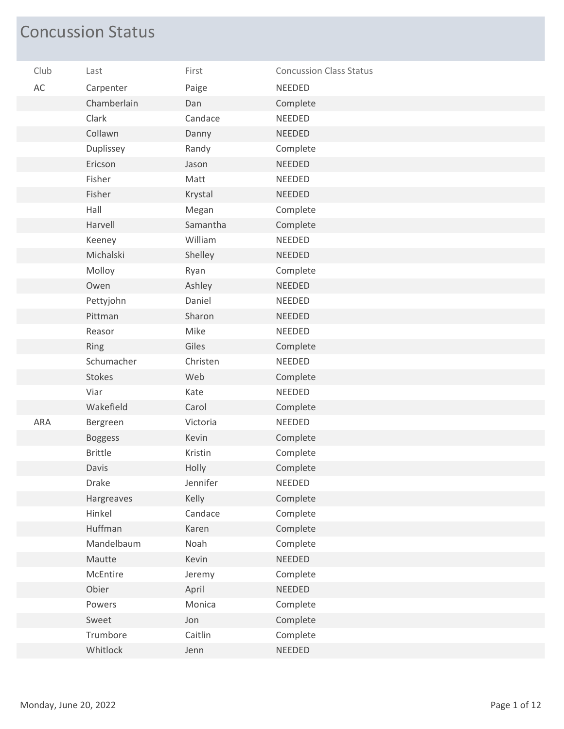# Concussion Status

| Club | Last | First | Concussion Class Status |
|---|---|---|---|
| AC | Carpenter | Paige | NEEDED |
| | Chamberlain | Dan | Complete |
| | Clark | Candace | NEEDED |
| | Collawn | Danny | NEEDED |
| | Duplissey | Randy | Complete |
| | Ericson | Jason | NEEDED |
| | Fisher | Matt | NEEDED |
| | Fisher | Krystal | NEEDED |
| | Hall | Megan | Complete |
| | Harvell | Samantha | Complete |
| | Keeney | William | NEEDED |
| | Michalski | Shelley | NEEDED |
| | Molloy | Ryan | Complete |
| | Owen | Ashley | NEEDED |
| | Pettyjohn | Daniel | NEEDED |
| | Pittman | Sharon | NEEDED |
| | Reasor | Mike | NEEDED |
| | Ring | Giles | Complete |
| | Schumacher | Christen | NEEDED |
| | Stokes | Web | Complete |
| | Viar | Kate | NEEDED |
| | Wakefield | Carol | Complete |
| ARA | Bergreen | Victoria | NEEDED |
| | Boggess | Kevin | Complete |
| | Brittle | Kristin | Complete |
| | Davis | Holly | Complete |
| | Drake | Jennifer | NEEDED |
| | Hargreaves | Kelly | Complete |
| | Hinkel | Candace | Complete |
| | Huffman | Karen | Complete |
| | Mandelbaum | Noah | Complete |
| | Mautte | Kevin | NEEDED |
| | McEntire | Jeremy | Complete |
| | Obier | April | NEEDED |
| | Powers | Monica | Complete |
| | Sweet | Jon | Complete |
| | Trumbore | Caitlin | Complete |
| | Whitlock | Jenn | NEEDED |

Monday, June 20, 2022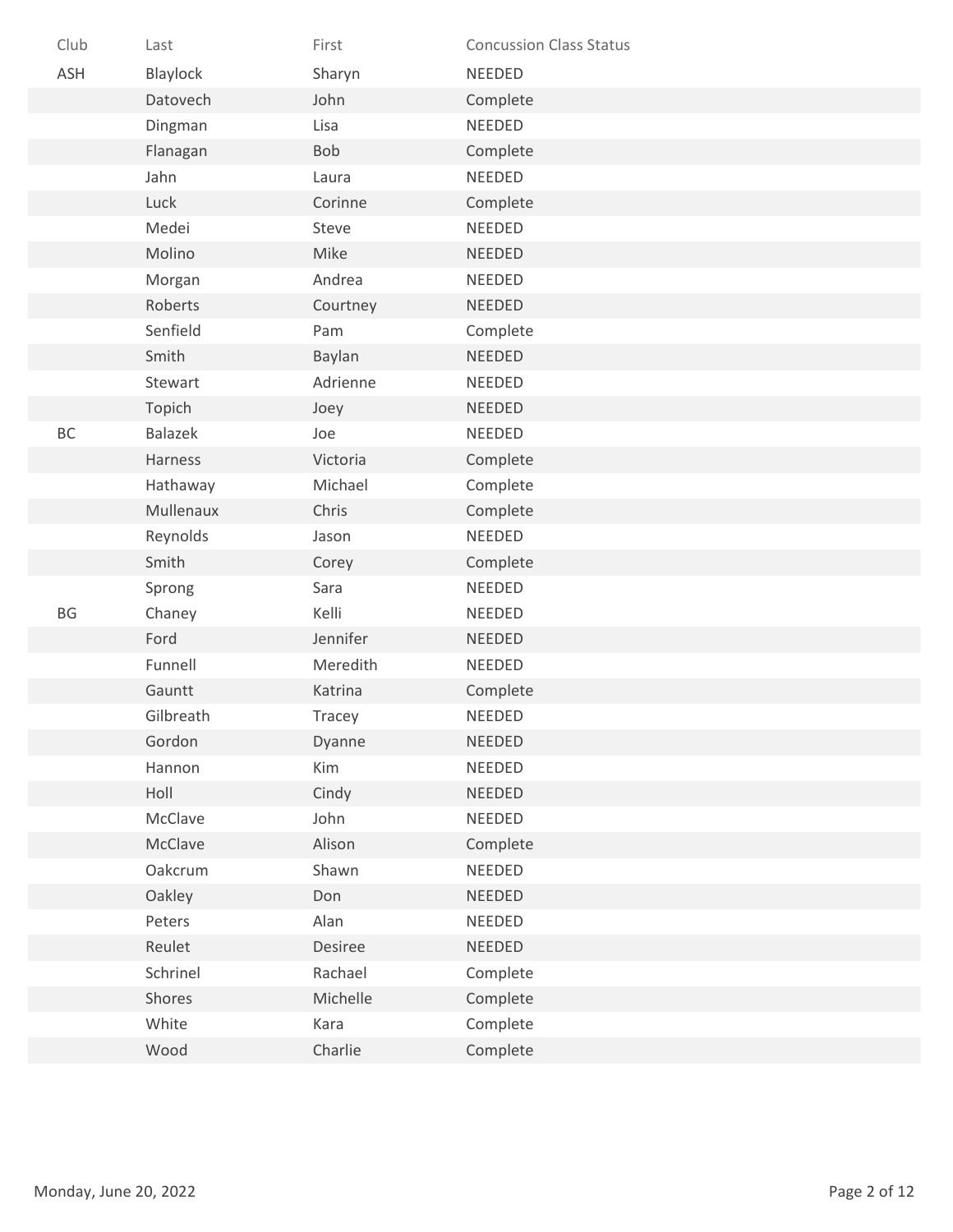| Club | Last | First | Concussion Class Status |
| --- | --- | --- | --- |
| ASH | Blaylock | Sharyn | NEEDED |
| | Datovech | John | Complete |
| | Dingman | Lisa | NEEDED |
| | Flanagan | Bob | Complete |
| | Jahn | Laura | NEEDED |
| | Luck | Corinne | Complete |
| | Medei | Steve | NEEDED |
| | Molino | Mike | NEEDED |
| | Morgan | Andrea | NEEDED |
| | Roberts | Courtney | NEEDED |
| | Senfield | Pam | Complete |
| | Smith | Baylan | NEEDED |
| | Stewart | Adrienne | NEEDED |
| | Topich | Joey | NEEDED |
| BC | Balazek | Joe | NEEDED |
| | Harness | Victoria | Complete |
| | Hathaway | Michael | Complete |
| | Mullenaux | Chris | Complete |
| | Reynolds | Jason | NEEDED |
| | Smith | Corey | Complete |
| | Sprong | Sara | NEEDED |
| BG | Chaney | Kelli | NEEDED |
| | Ford | Jennifer | NEEDED |
| | Funnell | Meredith | NEEDED |
| | Gauntt | Katrina | Complete |
| | Gilbreath | Tracey | NEEDED |
| | Gordon | Dyanne | NEEDED |
| | Hannon | Kim | NEEDED |
| | Holl | Cindy | NEEDED |
| | McClave | John | NEEDED |
| | McClave | Alison | Complete |
| | Oakcrum | Shawn | NEEDED |
| | Oakley | Don | NEEDED |
| | Peters | Alan | NEEDED |
| | Reulet | Desiree | NEEDED |
| | Schrinel | Rachael | Complete |
| | Shores | Michelle | Complete |
| | White | Kara | Complete |
| | Wood | Charlie | Complete |

Monday, June 20, 2022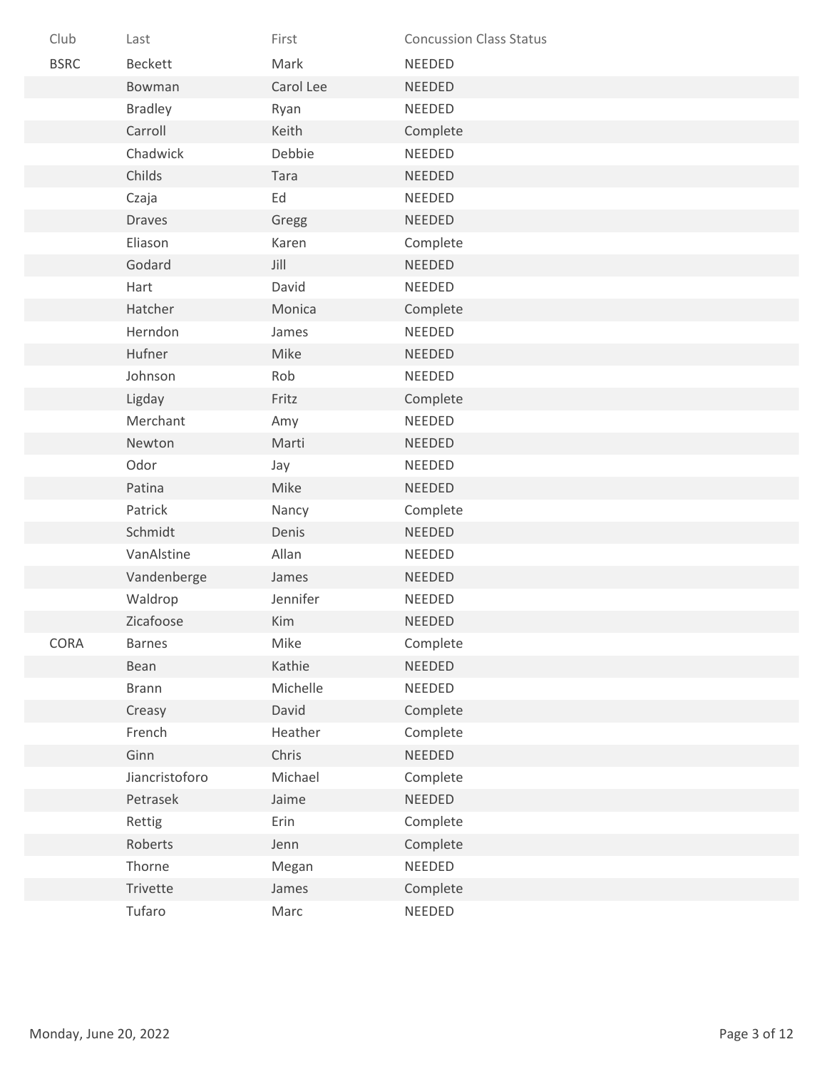| Club | Last | First | Concussion Class Status |
|---|---|---|---|
| BSRC | Beckett | Mark | NEEDED |
| | Bowman | Carol Lee | NEEDED |
| | Bradley | Ryan | NEEDED |
| | Carroll | Keith | Complete |
| | Chadwick | Debbie | NEEDED |
| | Childs | Tara | NEEDED |
| | Czaja | Ed | NEEDED |
| | Draves | Gregg | NEEDED |
| | Eliason | Karen | Complete |
| | Godard | Jill | NEEDED |
| | Hart | David | NEEDED |
| | Hatcher | Monica | Complete |
| | Herndon | James | NEEDED |
| | Hufner | Mike | NEEDED |
| | Johnson | Rob | NEEDED |
| | Ligday | Fritz | Complete |
| | Merchant | Amy | NEEDED |
| | Newton | Marti | NEEDED |
| | Odor | Jay | NEEDED |
| | Patina | Mike | NEEDED |
| | Patrick | Nancy | Complete |
| | Schmidt | Denis | NEEDED |
| | VanAlstine | Allan | NEEDED |
| | Vandenberge | James | NEEDED |
| | Waldrop | Jennifer | NEEDED |
| | Zicafoose | Kim | NEEDED |
| CORA | Barnes | Mike | Complete |
| | Bean | Kathie | NEEDED |
| | Brann | Michelle | NEEDED |
| | Creasy | David | Complete |
| | French | Heather | Complete |
| | Ginn | Chris | NEEDED |
| | Jiancristoforo | Michael | Complete |
| | Petrasek | Jaime | NEEDED |
| | Rettig | Erin | Complete |
| | Roberts | Jenn | Complete |
| | Thorne | Megan | NEEDED |
| | Trivette | James | Complete |
| | Tufaro | Marc | NEEDED |

Monday, June 20, 2022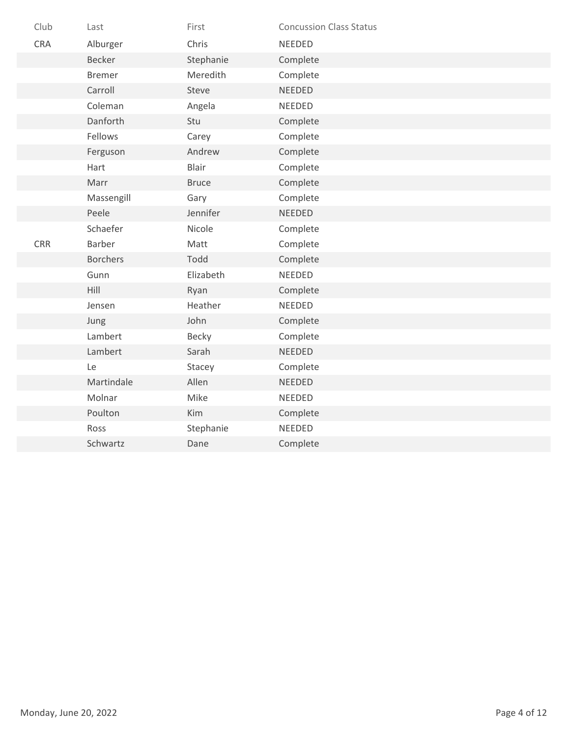| Club | Last | First | Concussion Class Status |
| --- | --- | --- | --- |
| CRA | Alburger | Chris | NEEDED |
| | Becker | Stephanie | Complete |
| | Bremer | Meredith | Complete |
| | Carroll | Steve | NEEDED |
| | Coleman | Angela | NEEDED |
| | Danforth | Stu | Complete |
| | Fellows | Carey | Complete |
| | Ferguson | Andrew | Complete |
| | Hart | Blair | Complete |
| | Marr | Bruce | Complete |
| | Massengill | Gary | Complete |
| | Peele | Jennifer | NEEDED |
| | Schaefer | Nicole | Complete |
| CRR | Barber | Matt | Complete |
| | Borchers | Todd | Complete |
| | Gunn | Elizabeth | NEEDED |
| | Hill | Ryan | Complete |
| | Jensen | Heather | NEEDED |
| | Jung | John | Complete |
| | Lambert | Becky | Complete |
| | Lambert | Sarah | NEEDED |
| | Le | Stacey | Complete |
| | Martindale | Allen | NEEDED |
| | Molnar | Mike | NEEDED |
| | Poulton | Kim | Complete |
| | Ross | Stephanie | NEEDED |
| | Schwartz | Dane | Complete |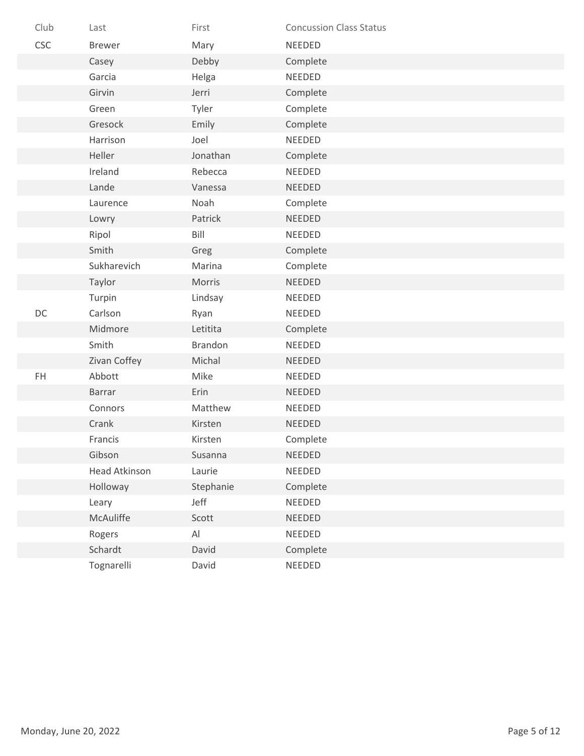| Club | Last | First | Concussion Class Status |
| --- | --- | --- | --- |
| CSC | Brewer | Mary | NEEDED |
| | Casey | Debby | Complete |
| | Garcia | Helga | NEEDED |
| | Girvin | Jerri | Complete |
| | Green | Tyler | Complete |
| | Gresock | Emily | Complete |
| | Harrison | Joel | NEEDED |
| | Heller | Jonathan | Complete |
| | Ireland | Rebecca | NEEDED |
| | Lande | Vanessa | NEEDED |
| | Laurence | Noah | Complete |
| | Lowry | Patrick | NEEDED |
| | Ripol | Bill | NEEDED |
| | Smith | Greg | Complete |
| | Sukharevich | Marina | Complete |
| | Taylor | Morris | NEEDED |
| | Turpin | Lindsay | NEEDED |
| DC | Carlson | Ryan | NEEDED |
| | Midmore | Letitita | Complete |
| | Smith | Brandon | NEEDED |
| | Zivan Coffey | Michal | NEEDED |
| FH | Abbott | Mike | NEEDED |
| | Barrar | Erin | NEEDED |
| | Connors | Matthew | NEEDED |
| | Crank | Kirsten | NEEDED |
| | Francis | Kirsten | Complete |
| | Gibson | Susanna | NEEDED |
| | Head Atkinson | Laurie | NEEDED |
| | Holloway | Stephanie | Complete |
| | Leary | Jeff | NEEDED |
| | McAuliffe | Scott | NEEDED |
| | Rogers | Al | NEEDED |
| | Schardt | David | Complete |
| | Tognarelli | David | NEEDED |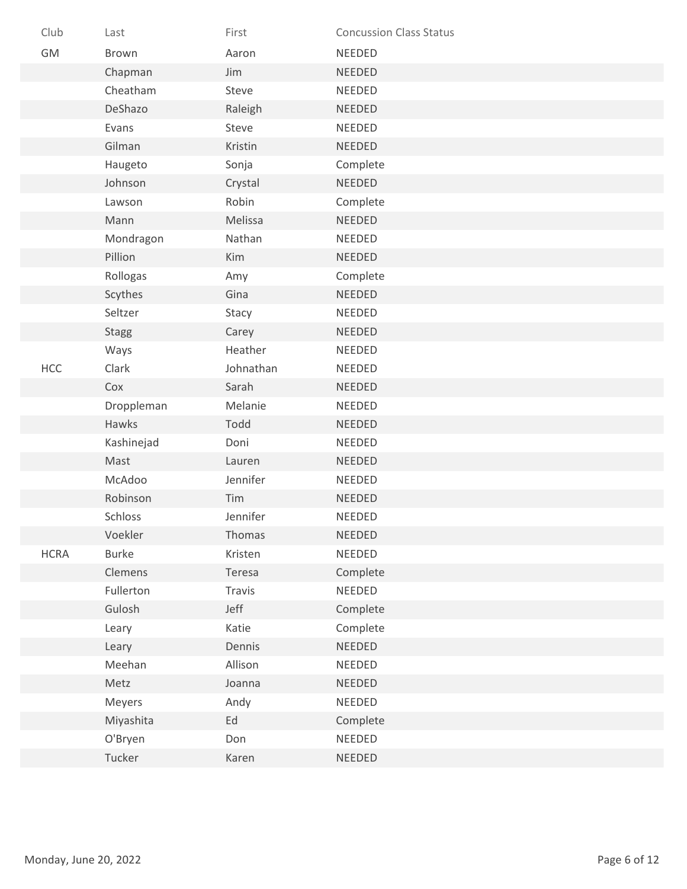| Club | Last | First | Concussion Class Status |
|---|---|---|---|
| GM | Brown | Aaron | NEEDED |
| | Chapman | Jim | NEEDED |
| | Cheatham | Steve | NEEDED |
| | DeShazo | Raleigh | NEEDED |
| | Evans | Steve | NEEDED |
| | Gilman | Kristin | NEEDED |
| | Haugeto | Sonja | Complete |
| | Johnson | Crystal | NEEDED |
| | Lawson | Robin | Complete |
| | Mann | Melissa | NEEDED |
| | Mondragon | Nathan | NEEDED |
| | Pillion | Kim | NEEDED |
| | Rollogas | Amy | Complete |
| | Scythes | Gina | NEEDED |
| | Seltzer | Stacy | NEEDED |
| | Stagg | Carey | NEEDED |
| | Ways | Heather | NEEDED |
| HCC | Clark | Johnathan | NEEDED |
| | Cox | Sarah | NEEDED |
| | Droppleman | Melanie | NEEDED |
| | Hawks | Todd | NEEDED |
| | Kashinejad | Doni | NEEDED |
| | Mast | Lauren | NEEDED |
| | McAdoo | Jennifer | NEEDED |
| | Robinson | Tim | NEEDED |
| | Schloss | Jennifer | NEEDED |
| | Voekler | Thomas | NEEDED |
| HCRA | Burke | Kristen | NEEDED |
| | Clemens | Teresa | Complete |
| | Fullerton | Travis | NEEDED |
| | Gulosh | Jeff | Complete |
| | Leary | Katie | Complete |
| | Leary | Dennis | NEEDED |
| | Meehan | Allison | NEEDED |
| | Metz | Joanna | NEEDED |
| | Meyers | Andy | NEEDED |
| | Miyashita | Ed | Complete |
| | O'Bryen | Don | NEEDED |
| | Tucker | Karen | NEEDED |

Monday, June 20, 2022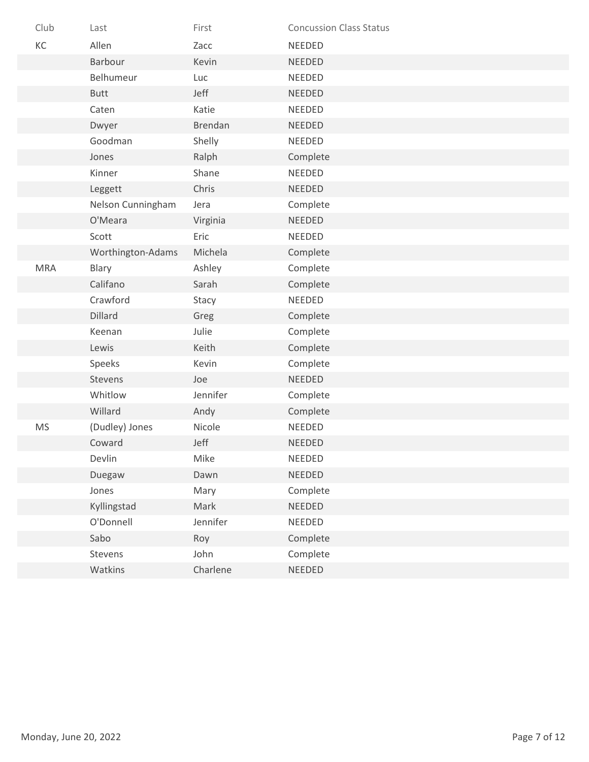| Club | Last | First | Concussion Class Status |
|---|---|---|---|
| KC | Allen | Zacc | NEEDED |
| | Barbour | Kevin | NEEDED |
| | Belhumeur | Luc | NEEDED |
| | Butt | Jeff | NEEDED |
| | Caten | Katie | NEEDED |
| | Dwyer | Brendan | NEEDED |
| | Goodman | Shelly | NEEDED |
| | Jones | Ralph | Complete |
| | Kinner | Shane | NEEDED |
| | Leggett | Chris | NEEDED |
| | Nelson Cunningham | Jera | Complete |
| | O'Meara | Virginia | NEEDED |
| | Scott | Eric | NEEDED |
| | Worthington-Adams | Michela | Complete |
| MRA | Blary | Ashley | Complete |
| | Califano | Sarah | Complete |
| | Crawford | Stacy | NEEDED |
| | Dillard | Greg | Complete |
| | Keenan | Julie | Complete |
| | Lewis | Keith | Complete |
| | Speeks | Kevin | Complete |
| | Stevens | Joe | NEEDED |
| | Whitlow | Jennifer | Complete |
| | Willard | Andy | Complete |
| MS | (Dudley) Jones | Nicole | NEEDED |
| | Coward | Jeff | NEEDED |
| | Devlin | Mike | NEEDED |
| | Duegaw | Dawn | NEEDED |
| | Jones | Mary | Complete |
| | Kyllingstad | Mark | NEEDED |
| | O'Donnell | Jennifer | NEEDED |
| | Sabo | Roy | Complete |
| | Stevens | John | Complete |
| | Watkins | Charlene | NEEDED |

Monday, June 20, 2022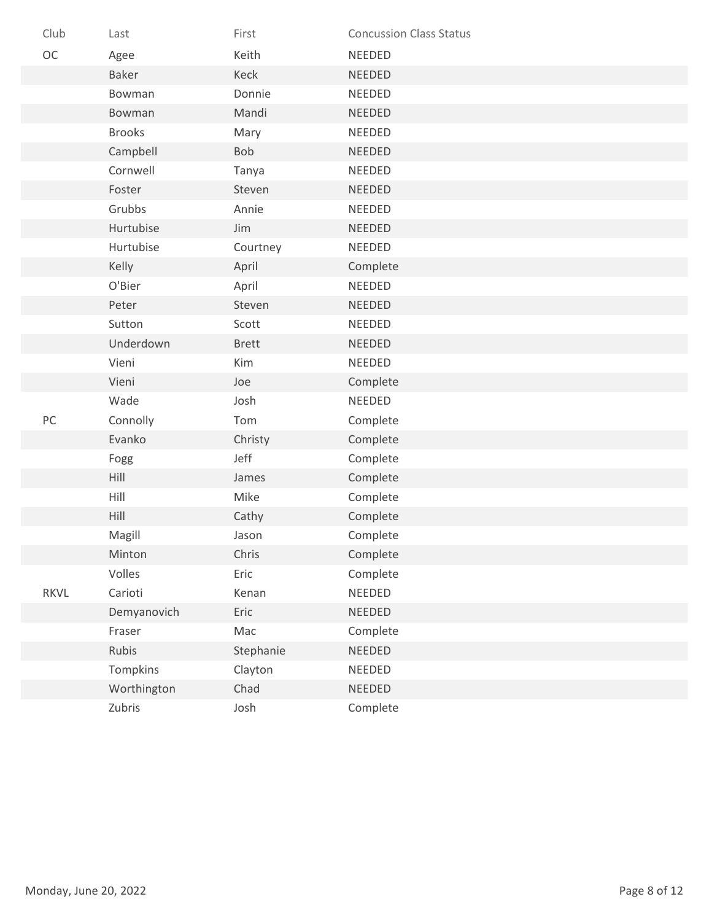| Club | Last | First | Concussion Class Status |
| --- | --- | --- | --- |
| OC | Agee | Keith | NEEDED |
| | Baker | Keck | NEEDED |
| | Bowman | Donnie | NEEDED |
| | Bowman | Mandi | NEEDED |
| | Brooks | Mary | NEEDED |
| | Campbell | Bob | NEEDED |
| | Cornwell | Tanya | NEEDED |
| | Foster | Steven | NEEDED |
| | Grubbs | Annie | NEEDED |
| | Hurtubise | Jim | NEEDED |
| | Hurtubise | Courtney | NEEDED |
| | Kelly | April | Complete |
| | O'Bier | April | NEEDED |
| | Peter | Steven | NEEDED |
| | Sutton | Scott | NEEDED |
| | Underdown | Brett | NEEDED |
| | Vieni | Kim | NEEDED |
| | Vieni | Joe | Complete |
| | Wade | Josh | NEEDED |
| PC | Connolly | Tom | Complete |
| | Evanko | Christy | Complete |
| | Fogg | Jeff | Complete |
| | Hill | James | Complete |
| | Hill | Mike | Complete |
| | Hill | Cathy | Complete |
| | Magill | Jason | Complete |
| | Minton | Chris | Complete |
| | Volles | Eric | Complete |
| RKVL | Carioti | Kenan | NEEDED |
| | Demyanovich | Eric | NEEDED |
| | Fraser | Mac | Complete |
| | Rubis | Stephanie | NEEDED |
| | Tompkins | Clayton | NEEDED |
| | Worthington | Chad | NEEDED |
| | Zubris | Josh | Complete |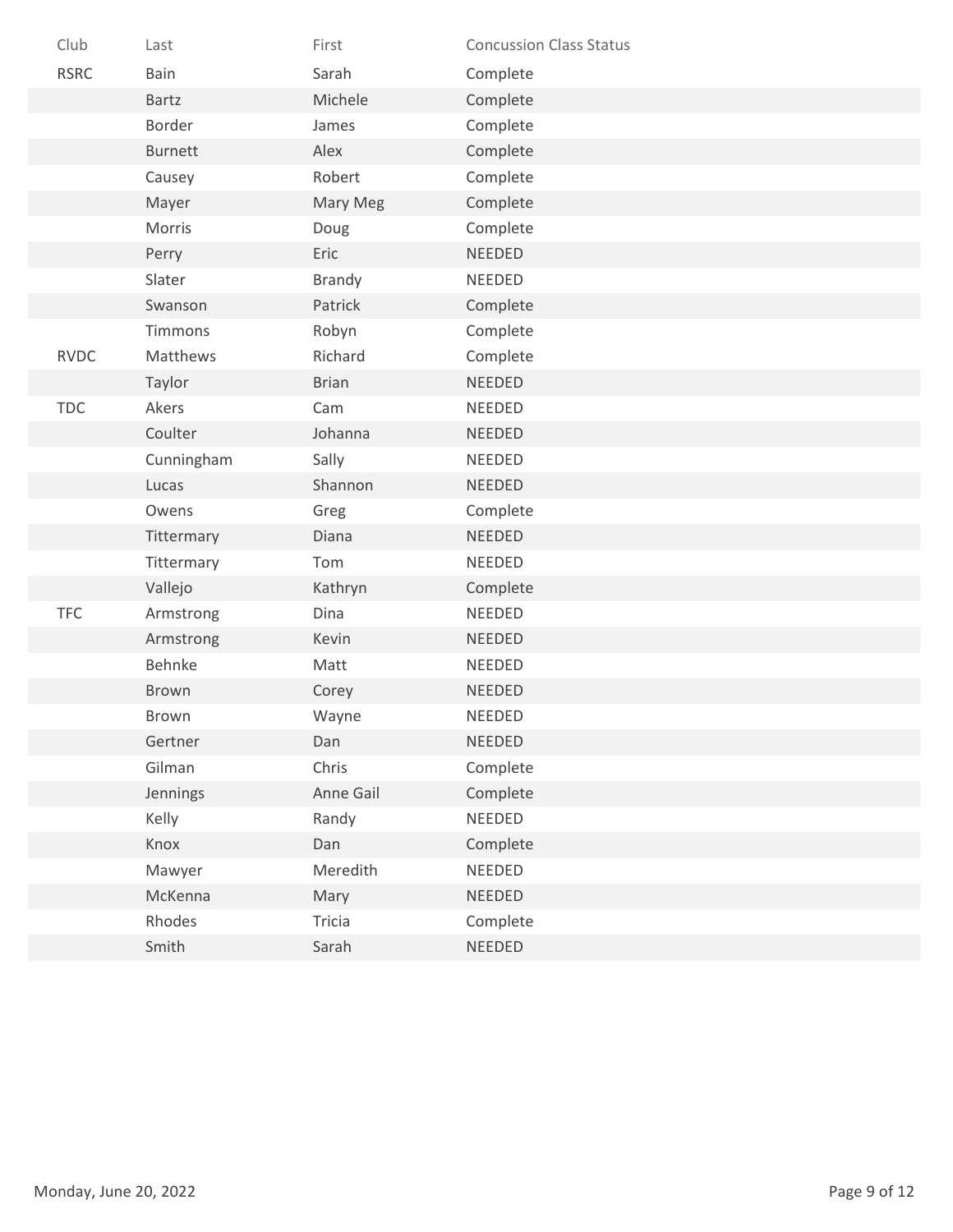| Club | Last | First | Concussion Class Status |
| --- | --- | --- | --- |
| RSRC | Bain | Sarah | Complete |
| | Bartz | Michele | Complete |
| | Border | James | Complete |
| | Burnett | Alex | Complete |
| | Causey | Robert | Complete |
| | Mayer | Mary Meg | Complete |
| | Morris | Doug | Complete |
| | Perry | Eric | NEEDED |
| | Slater | Brandy | NEEDED |
| | Swanson | Patrick | Complete |
| | Timmons | Robyn | Complete |
| RVDC | Matthews | Richard | Complete |
| | Taylor | Brian | NEEDED |
| TDC | Akers | Cam | NEEDED |
| | Coulter | Johanna | NEEDED |
| | Cunningham | Sally | NEEDED |
| | Lucas | Shannon | NEEDED |
| | Owens | Greg | Complete |
| | Tittermary | Diana | NEEDED |
| | Tittermary | Tom | NEEDED |
| | Vallejo | Kathryn | Complete |
| TFC | Armstrong | Dina | NEEDED |
| | Armstrong | Kevin | NEEDED |
| | Behnke | Matt | NEEDED |
| | Brown | Corey | NEEDED |
| | Brown | Wayne | NEEDED |
| | Gertner | Dan | NEEDED |
| | Gilman | Chris | Complete |
| | Jennings | Anne Gail | Complete |
| | Kelly | Randy | NEEDED |
| | Knox | Dan | Complete |
| | Mawyer | Meredith | NEEDED |
| | McKenna | Mary | NEEDED |
| | Rhodes | Tricia | Complete |
| | Smith | Sarah | NEEDED |

Monday, June 20, 2022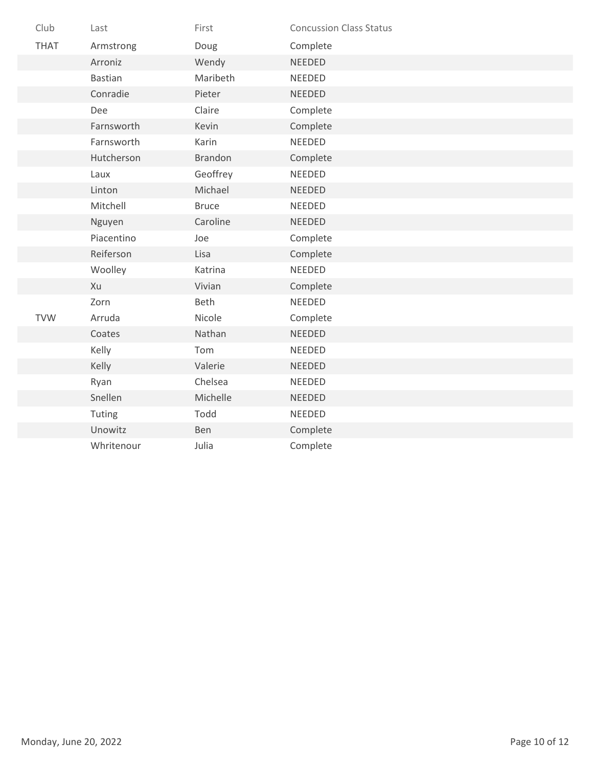| Club | Last | First | Concussion Class Status |
|---|---|---|---|
| THAT | Armstrong | Doug | Complete |
| | Arroniz | Wendy | NEEDED |
| | Bastian | Maribeth | NEEDED |
| | Conradie | Pieter | NEEDED |
| | Dee | Claire | Complete |
| | Farnsworth | Kevin | Complete |
| | Farnsworth | Karin | NEEDED |
| | Hutcherson | Brandon | Complete |
| | Laux | Geoffrey | NEEDED |
| | Linton | Michael | NEEDED |
| | Mitchell | Bruce | NEEDED |
| | Nguyen | Caroline | NEEDED |
| | Piacentino | Joe | Complete |
| | Reiferson | Lisa | Complete |
| | Woolley | Katrina | NEEDED |
| | Xu | Vivian | Complete |
| | Zorn | Beth | NEEDED |
| TVW | Arruda | Nicole | Complete |
| | Coates | Nathan | NEEDED |
| | Kelly | Tom | NEEDED |
| | Kelly | Valerie | NEEDED |
| | Ryan | Chelsea | NEEDED |
| | Snellen | Michelle | NEEDED |
| | Tuting | Todd | NEEDED |
| | Unowitz | Ben | Complete |
| | Whritenour | Julia | Complete |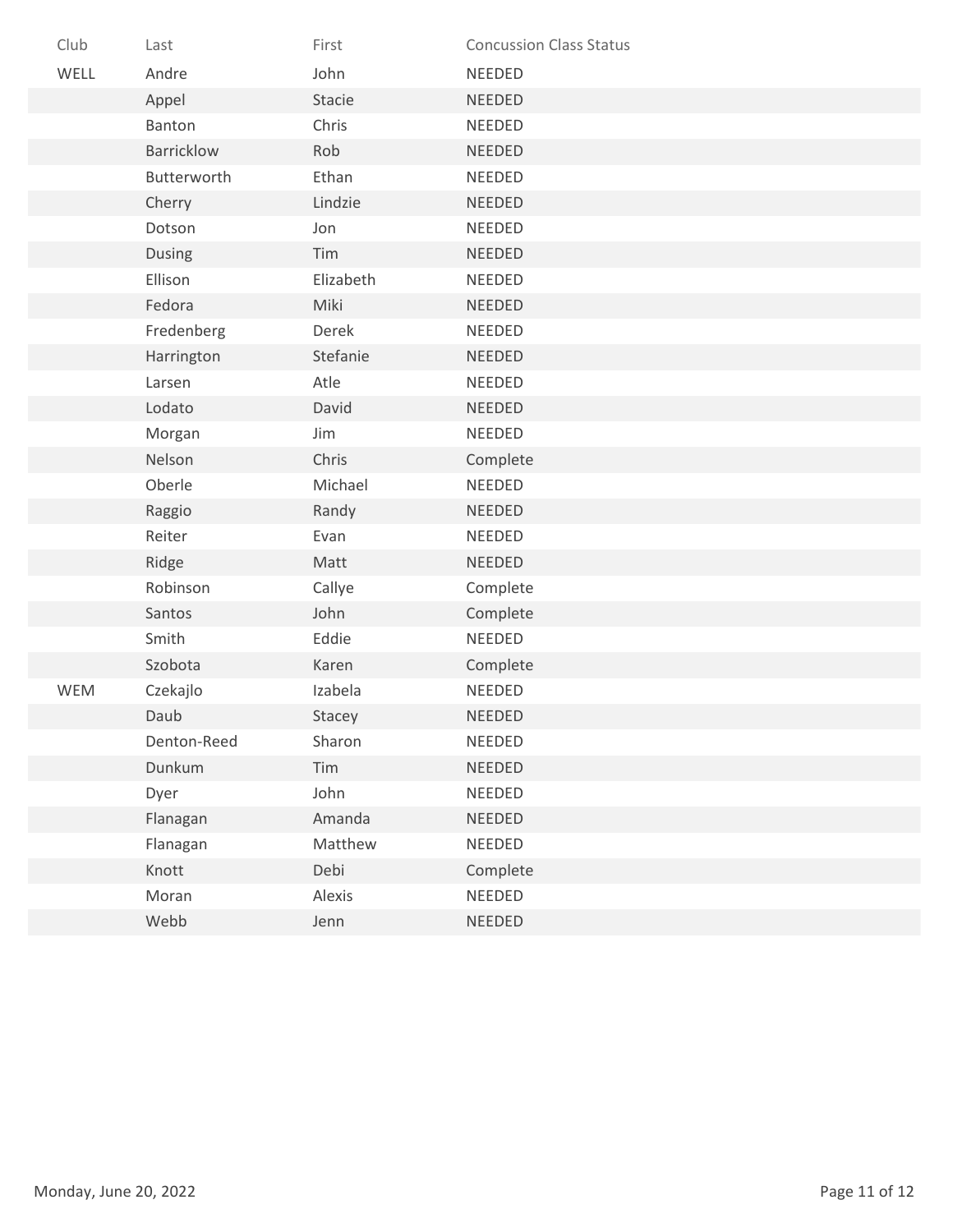| Club | Last | First | Concussion Class Status |
| --- | --- | --- | --- |
| WELL | Andre | John | NEEDED |
| | Appel | Stacie | NEEDED |
| | Banton | Chris | NEEDED |
| | Barricklow | Rob | NEEDED |
| | Butterworth | Ethan | NEEDED |
| | Cherry | Lindzie | NEEDED |
| | Dotson | Jon | NEEDED |
| | Dusing | Tim | NEEDED |
| | Ellison | Elizabeth | NEEDED |
| | Fedora | Miki | NEEDED |
| | Fredenberg | Derek | NEEDED |
| | Harrington | Stefanie | NEEDED |
| | Larsen | Atle | NEEDED |
| | Lodato | David | NEEDED |
| | Morgan | Jim | NEEDED |
| | Nelson | Chris | Complete |
| | Oberle | Michael | NEEDED |
| | Raggio | Randy | NEEDED |
| | Reiter | Evan | NEEDED |
| | Ridge | Matt | NEEDED |
| | Robinson | Callye | Complete |
| | Santos | John | Complete |
| | Smith | Eddie | NEEDED |
| | Szobota | Karen | Complete |
| WEM | Czekajlo | Izabela | NEEDED |
| | Daub | Stacey | NEEDED |
| | Denton-Reed | Sharon | NEEDED |
| | Dunkum | Tim | NEEDED |
| | Dyer | John | NEEDED |
| | Flanagan | Amanda | NEEDED |
| | Flanagan | Matthew | NEEDED |
| | Knott | Debi | Complete |
| | Moran | Alexis | NEEDED |
| | Webb | Jenn | NEEDED |

Monday, June 20, 2022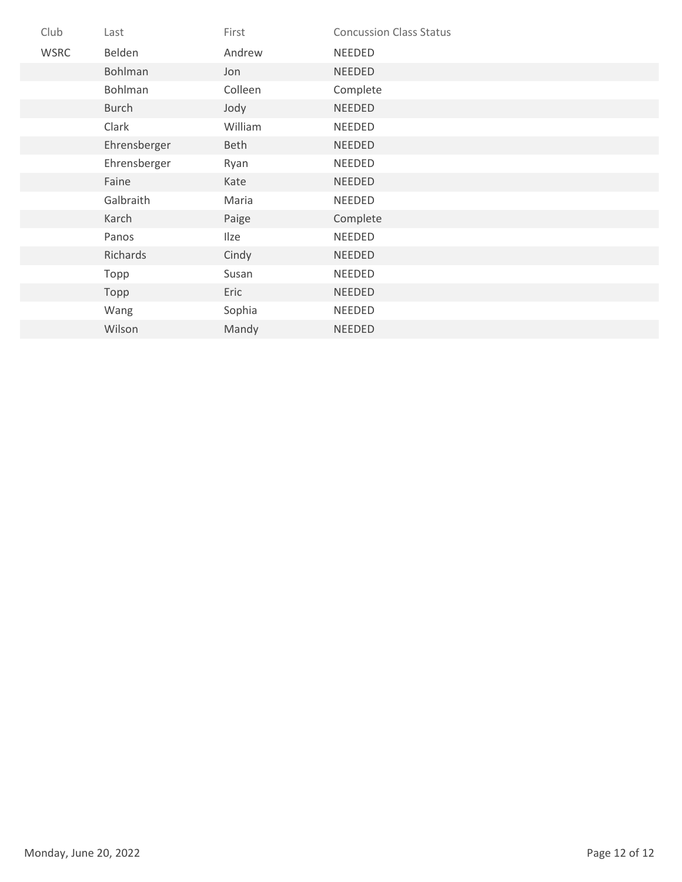| Club | Last | First | Concussion Class Status |
| --- | --- | --- | --- |
| WSRC | Belden | Andrew | NEEDED |
| | Bohlman | Jon | NEEDED |
| | Bohlman | Colleen | Complete |
| | Burch | Jody | NEEDED |
| | Clark | William | NEEDED |
| | Ehrensberger | Beth | NEEDED |
| | Ehrensberger | Ryan | NEEDED |
| | Faine | Kate | NEEDED |
| | Galbraith | Maria | NEEDED |
| | Karch | Paige | Complete |
| | Panos | Ilze | NEEDED |
| | Richards | Cindy | NEEDED |
| | Topp | Susan | NEEDED |
| | Topp | Eric | NEEDED |
| | Wang | Sophia | NEEDED |
| | Wilson | Mandy | NEEDED |

Monday, June 20, 2022